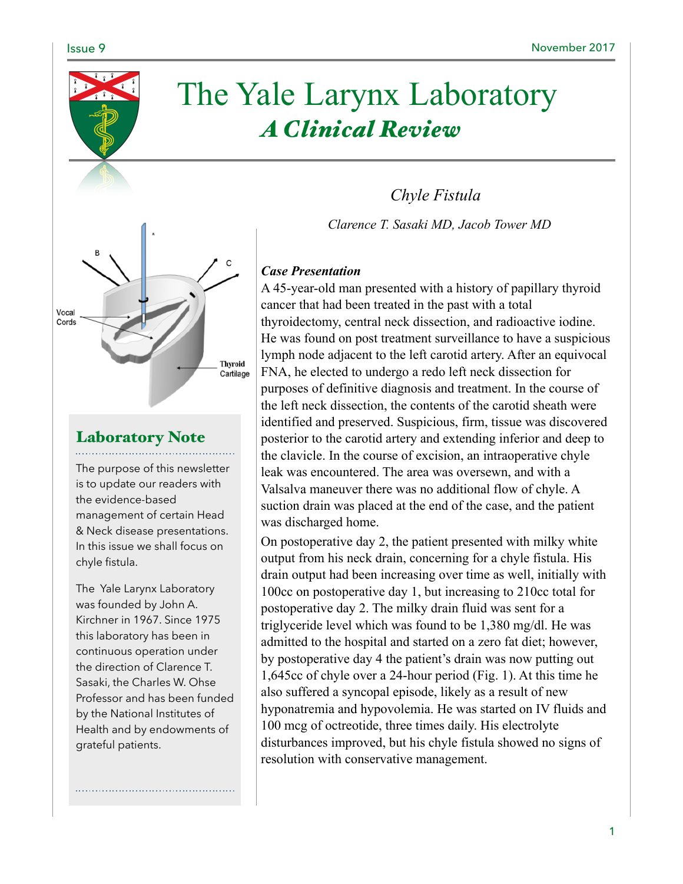# The Yale Larynx Laboratory

## *A Clinical Review*

## Laboratory Note

The purpose of this newsletter is to update our readers with the evidence-based management of certain Head & Neck disease presentations. In this issue we shall focus on chyle fistula.

The Yale Larynx Laboratory was founded by John A. Kirchner in 1967. Since 1975 this laboratory has been in continuous operation under the direction of Clarence T. Sasaki, the Charles W. Ohse Professor and has been funded by the National Institutes of Health and by endowments of grateful patients.

## *Chyle Fistula*

*Clarence T. Sasaki MD, Jacob Tower MD*

### ***Case Presentation***

A 45-year-old man presented with a history of papillary thyroid cancer that had been treated in the past with a total thyroidectomy, central neck dissection, and radioactive iodine. He was found on post treatment surveillance to have a suspicious lymph node adjacent to the left carotid artery. After an equivocal FNA, he elected to undergo a redo left neck dissection for purposes of definitive diagnosis and treatment. In the course of the left neck dissection, the contents of the carotid sheath were identified and preserved. Suspicious, firm, tissue was discovered posterior to the carotid artery and extending inferior and deep to the clavicle. In the course of excision, an intraoperative chyle leak was encountered. The area was oversewn, and with a Valsalva maneuver there was no additional flow of chyle. A suction drain was placed at the end of the case, and the patient was discharged home.

On postoperative day 2, the patient presented with milky white output from his neck drain, concerning for a chyle fistula. His drain output had been increasing over time as well, initially with 100cc on postoperative day 1, but increasing to 210cc total for postoperative day 2. The milky drain fluid was sent for a triglyceride level which was found to be 1,380 mg/dl. He was admitted to the hospital and started on a zero fat diet; however, by postoperative day 4 the patient's drain was now putting out 1,645cc of chyle over a 24-hour period (Fig. 1). At this time he also suffered a syncopal episode, likely as a result of new hyponatremia and hypovolemia. He was started on IV fluids and 100 mcg of octreotide, three times daily. His electrolyte disturbances improved, but his chyle fistula showed no signs of resolution with conservative management.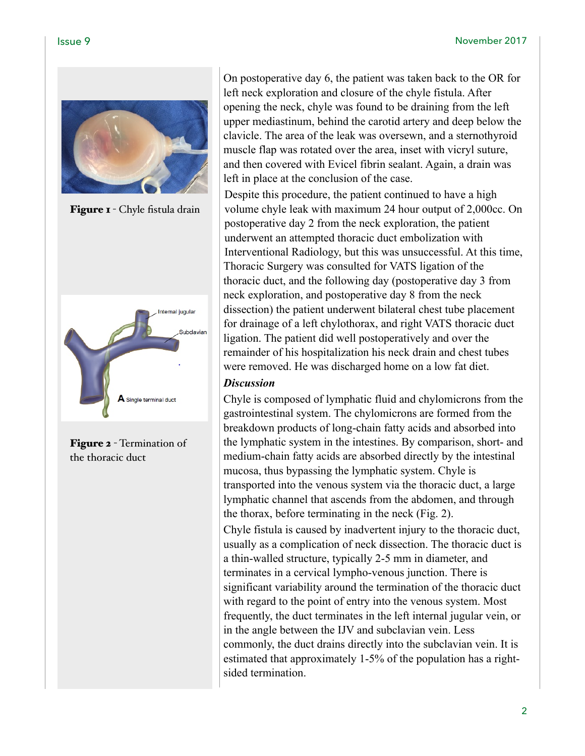On postoperative day 6, the patient was taken back to the OR for left neck exploration and closure of the chyle fistula. After opening the neck, chyle was found to be draining from the left upper mediastinum, behind the carotid artery and deep below the clavicle. The area of the leak was oversewn, and a sternothyroid muscle flap was rotated over the area, inset with vicryl suture, and then covered with Evicel fibrin sealant. Again, a drain was left in place at the conclusion of the case.

Despite this procedure, the patient continued to have a high volume chyle leak with maximum 24 hour output of 2,000cc. On postoperative day 2 from the neck exploration, the patient underwent an attempted thoracic duct embolization with Interventional Radiology, but this was unsuccessful. At this time, Thoracic Surgery was consulted for VATS ligation of the thoracic duct, and the following day (postoperative day 3 from neck exploration, and postoperative day 8 from the neck dissection) the patient underwent bilateral chest tube placement for drainage of a left chylothorax, and right VATS thoracic duct ligation. The patient did well postoperatively and over the remainder of his hospitalization his neck drain and chest tubes were removed. He was discharged home on a low fat diet.

***Discussion***

Chyle is composed of lymphatic fluid and chylomicrons from the gastrointestinal system. The chylomicrons are formed from the breakdown products of long-chain fatty acids and absorbed into the lymphatic system in the intestines. By comparison, short- and medium-chain fatty acids are absorbed directly by the intestinal mucosa, thus bypassing the lymphatic system. Chyle is transported into the venous system via the thoracic duct, a large lymphatic channel that ascends from the abdomen, and through the thorax, before terminating in the neck (Fig. 2).

Chyle fistula is caused by inadvertent injury to the thoracic duct, usually as a complication of neck dissection. The thoracic duct is a thin-walled structure, typically 2-5 mm in diameter, and terminates in a cervical lympho-venous junction. There is significant variability around the termination of the thoracic duct with regard to the point of entry into the venous system. Most frequently, the duct terminates in the left internal jugular vein, or in the angle between the IJV and subclavian vein. Less commonly, the duct drains directly into the subclavian vein. It is estimated that approximately 1-5% of the population has a right-sided termination.

**Figure 1** - Chyle fistula drain

**Figure 2** - Termination of the thoracic duct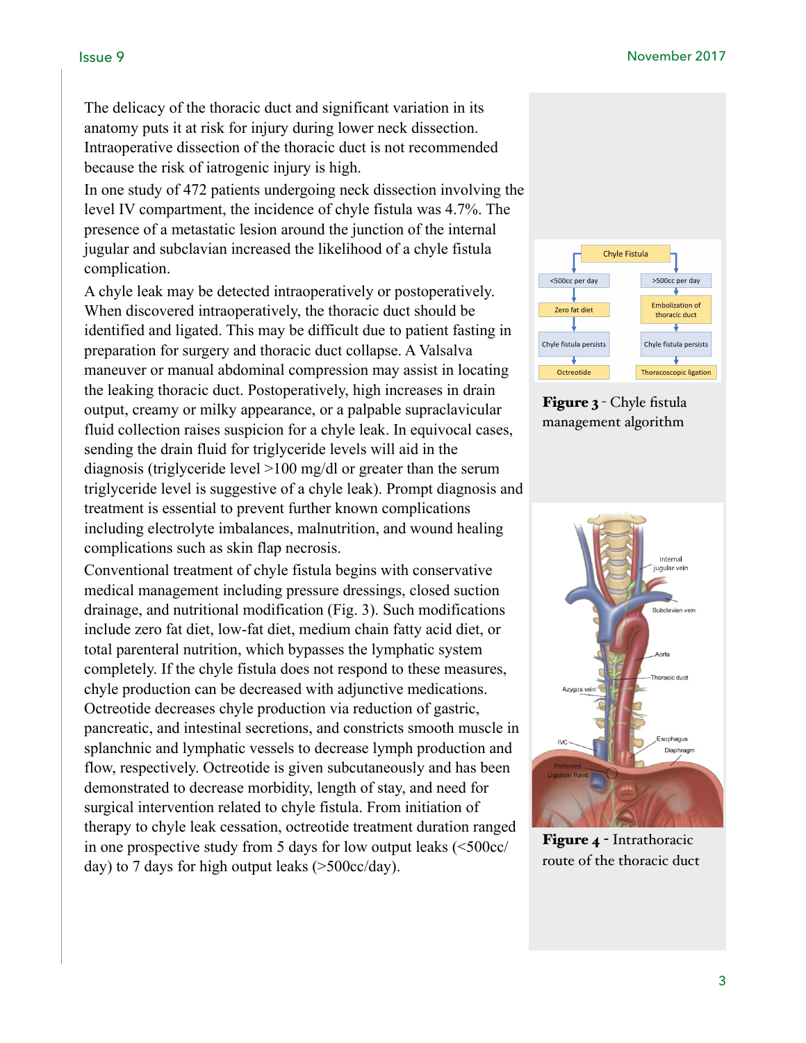The delicacy of the thoracic duct and significant variation in its anatomy puts it at risk for injury during lower neck dissection. Intraoperative dissection of the thoracic duct is not recommended because the risk of iatrogenic injury is high.

In one study of 472 patients undergoing neck dissection involving the level IV compartment, the incidence of chyle fistula was 4.7%. The presence of a metastatic lesion around the junction of the internal jugular and subclavian increased the likelihood of a chyle fistula complication.

A chyle leak may be detected intraoperatively or postoperatively. When discovered intraoperatively, the thoracic duct should be identified and ligated. This may be difficult due to patient fasting in preparation for surgery and thoracic duct collapse. A Valsalva maneuver or manual abdominal compression may assist in locating the leaking thoracic duct. Postoperatively, high increases in drain output, creamy or milky appearance, or a palpable supraclavicular fluid collection raises suspicion for a chyle leak. In equivocal cases, sending the drain fluid for triglyceride levels will aid in the diagnosis (triglyceride level >100 mg/dl or greater than the serum triglyceride level is suggestive of a chyle leak). Prompt diagnosis and treatment is essential to prevent further known complications including electrolyte imbalances, malnutrition, and wound healing complications such as skin flap necrosis.

Conventional treatment of chyle fistula begins with conservative medical management including pressure dressings, closed suction drainage, and nutritional modification (Fig. 3). Such modifications include zero fat diet, low-fat diet, medium chain fatty acid diet, or total parenteral nutrition, which bypasses the lymphatic system completely. If the chyle fistula does not respond to these measures, chyle production can be decreased with adjunctive medications. Octreotide decreases chyle production via reduction of gastric, pancreatic, and intestinal secretions, and constricts smooth muscle in splanchnic and lymphatic vessels to decrease lymph production and flow, respectively. Octreotide is given subcutaneously and has been demonstrated to decrease morbidity, length of stay, and need for surgical intervention related to chyle fistula. From initiation of therapy to chyle leak cessation, octreotide treatment duration ranged in one prospective study from 5 days for low output leaks (<500cc/day) to 7 days for high output leaks (>500cc/day).

**Figure 3** - Chyle fistula management algorithm

**Figure 4** - Intrathoracic route of the thoracic duct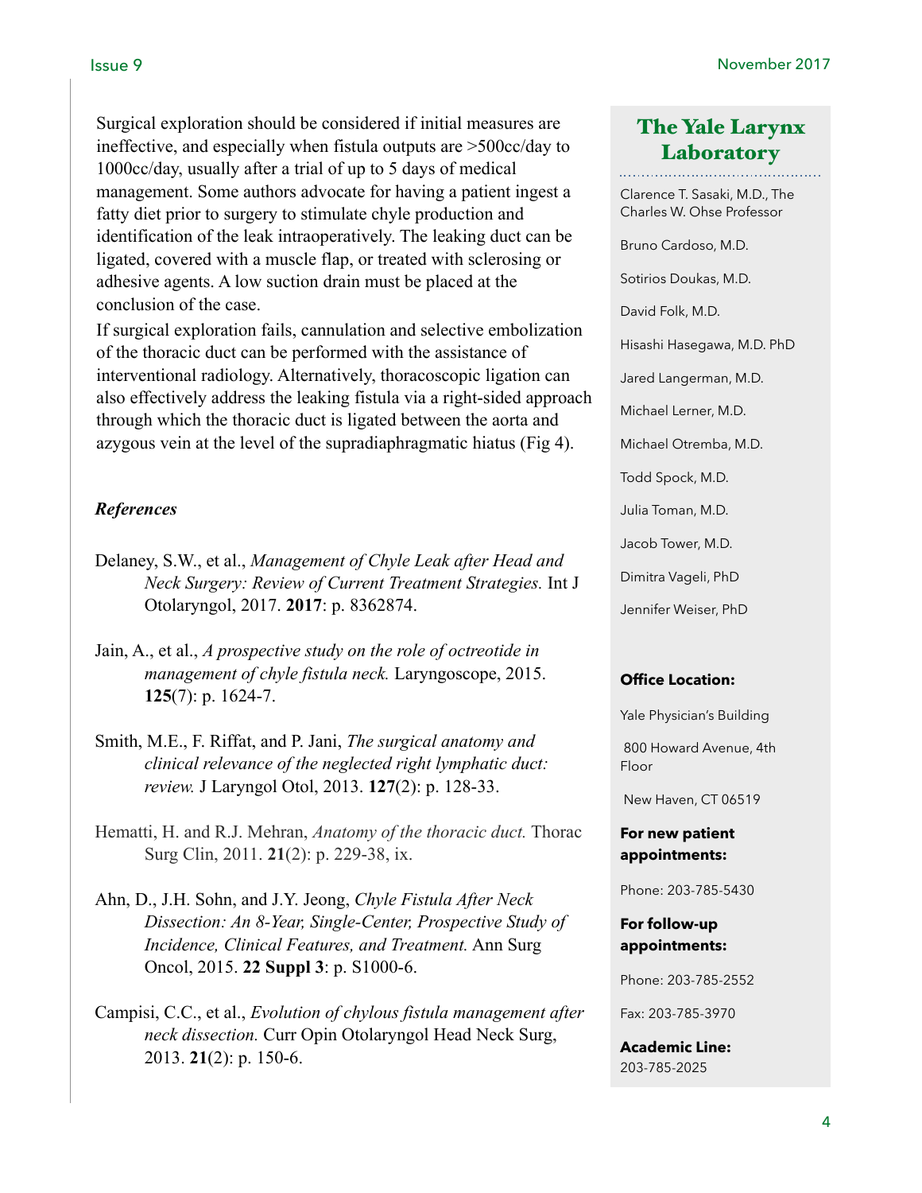Surgical exploration should be considered if initial measures are ineffective, and especially when fistula outputs are >500cc/day to 1000cc/day, usually after a trial of up to 5 days of medical management. Some authors advocate for having a patient ingest a fatty diet prior to surgery to stimulate chyle production and identification of the leak intraoperatively. The leaking duct can be ligated, covered with a muscle flap, or treated with sclerosing or adhesive agents. A low suction drain must be placed at the conclusion of the case.

If surgical exploration fails, cannulation and selective embolization of the thoracic duct can be performed with the assistance of interventional radiology. Alternatively, thoracoscopic ligation can also effectively address the leaking fistula via a right-sided approach through which the thoracic duct is ligated between the aorta and azygous vein at the level of the supradiaphragmatic hiatus (Fig 4).

***References***

Delaney, S.W., et al., *Management of Chyle Leak after Head and Neck Surgery: Review of Current Treatment Strategies.* Int J Otolaryngol, 2017. **2017**: p. 8362874.

Jain, A., et al., *A prospective study on the role of octreotide in management of chyle fistula neck.* Laryngoscope, 2015. **125**(7): p. 1624-7.

Smith, M.E., F. Riffat, and P. Jani, *The surgical anatomy and clinical relevance of the neglected right lymphatic duct: review.* J Laryngol Otol, 2013. **127**(2): p. 128-33.

Hematti, H. and R.J. Mehran, *Anatomy of the thoracic duct.* Thorac Surg Clin, 2011. **21**(2): p. 229-38, ix.

Ahn, D., J.H. Sohn, and J.Y. Jeong, *Chyle Fistula After Neck Dissection: An 8-Year, Single-Center, Prospective Study of Incidence, Clinical Features, and Treatment.* Ann Surg Oncol, 2015. **22 Suppl 3**: p. S1000-6.

Campisi, C.C., et al., *Evolution of chylous fistula management after neck dissection.* Curr Opin Otolaryngol Head Neck Surg, 2013. **21**(2): p. 150-6.

## The Yale Larynx Laboratory

Clarence T. Sasaki, M.D., The Charles W. Ohse Professor

Bruno Cardoso, M.D.

Sotirios Doukas, M.D.

David Folk, M.D.

Hisashi Hasegawa, M.D. PhD

Jared Langerman, M.D.

Michael Lerner, M.D.

Michael Otremba, M.D.

Todd Spock, M.D.

Julia Toman, M.D.

Jacob Tower, M.D.

Dimitra Vageli, PhD

Jennifer Weiser, PhD

**Office Location:**

Yale Physician's Building

800 Howard Avenue, 4th Floor

New Haven, CT 06519

**For new patient appointments:**

Phone: 203-785-5430

**For follow-up appointments:**

Phone: 203-785-2552

Fax: 203-785-3970

**Academic Line:**
203-785-2025